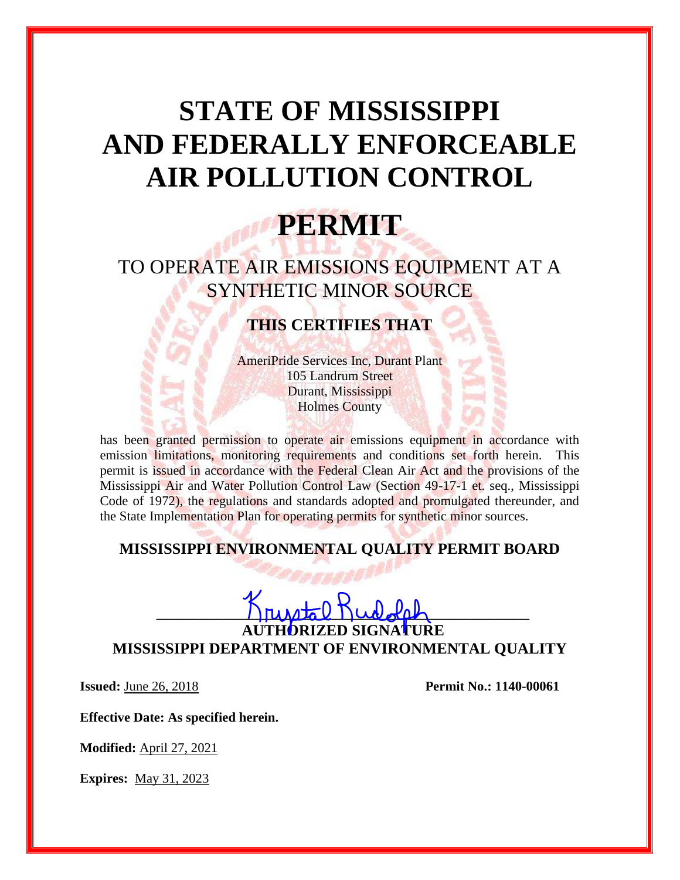# STATE OF MISSISSIPPI AND FEDERALLY ENFORCEABLE AIR POLLUTION CONTROL

# PERMIT

## TO OPERATE AIR EMISSIONS EQUIPMENT AT A SYNTHETIC MINOR SOURCE

### THIS CERTIFIES THAT

AmeriPride Services Inc, Durant Plant
105 Landrum Street
Durant, Mississippi
Holmes County

has been granted permission to operate air emissions equipment in accordance with emission limitations, monitoring requirements and conditions set forth herein. This permit is issued in accordance with the Federal Clean Air Act and the provisions of the Mississippi Air and Water Pollution Control Law (Section 49-17-1 et. seq., Mississippi Code of 1972), the regulations and standards adopted and promulgated thereunder, and the State Implementation Plan for operating permits for synthetic minor sources.

**MISSISSIPPI ENVIRONMENTAL QUALITY PERMIT BOARD**

Krystal Rudolph

**AUTHORIZED SIGNATURE**
**MISSISSIPPI DEPARTMENT OF ENVIRONMENTAL QUALITY**

**Issued:** June 26, 2018

**Permit No.: 1140-00061**

**Effective Date: As specified herein.**

**Modified:** April 27, 2021

**Expires:** May 31, 2023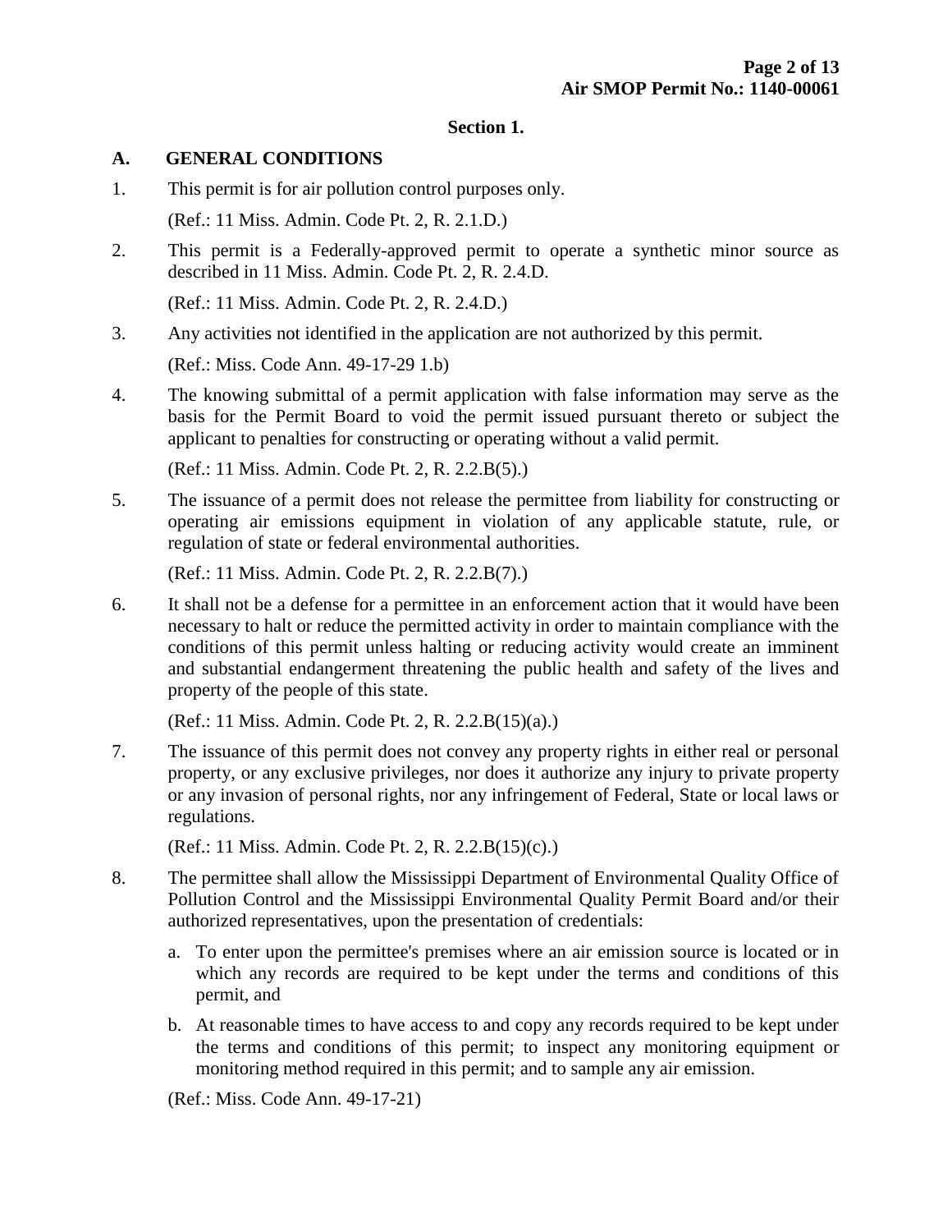## Section 1.

### A. GENERAL CONDITIONS

1. This permit is for air pollution control purposes only.

   (Ref.: 11 Miss. Admin. Code Pt. 2, R. 2.1.D.)

2. This permit is a Federally-approved permit to operate a synthetic minor source as described in 11 Miss. Admin. Code Pt. 2, R. 2.4.D.

   (Ref.: 11 Miss. Admin. Code Pt. 2, R. 2.4.D.)

3. Any activities not identified in the application are not authorized by this permit.

   (Ref.: Miss. Code Ann. 49-17-29 1.b)

4. The knowing submittal of a permit application with false information may serve as the basis for the Permit Board to void the permit issued pursuant thereto or subject the applicant to penalties for constructing or operating without a valid permit.

   (Ref.: 11 Miss. Admin. Code Pt. 2, R. 2.2.B(5).)

5. The issuance of a permit does not release the permittee from liability for constructing or operating air emissions equipment in violation of any applicable statute, rule, or regulation of state or federal environmental authorities.

   (Ref.: 11 Miss. Admin. Code Pt. 2, R. 2.2.B(7).)

6. It shall not be a defense for a permittee in an enforcement action that it would have been necessary to halt or reduce the permitted activity in order to maintain compliance with the conditions of this permit unless halting or reducing activity would create an imminent and substantial endangerment threatening the public health and safety of the lives and property of the people of this state.

   (Ref.: 11 Miss. Admin. Code Pt. 2, R. 2.2.B(15)(a).)

7. The issuance of this permit does not convey any property rights in either real or personal property, or any exclusive privileges, nor does it authorize any injury to private property or any invasion of personal rights, nor any infringement of Federal, State or local laws or regulations.

   (Ref.: 11 Miss. Admin. Code Pt. 2, R. 2.2.B(15)(c).)

8. The permittee shall allow the Mississippi Department of Environmental Quality Office of Pollution Control and the Mississippi Environmental Quality Permit Board and/or their authorized representatives, upon the presentation of credentials:

   a. To enter upon the permittee's premises where an air emission source is located or in which any records are required to be kept under the terms and conditions of this permit, and

   b. At reasonable times to have access to and copy any records required to be kept under the terms and conditions of this permit; to inspect any monitoring equipment or monitoring method required in this permit; and to sample any air emission.

   (Ref.: Miss. Code Ann. 49-17-21)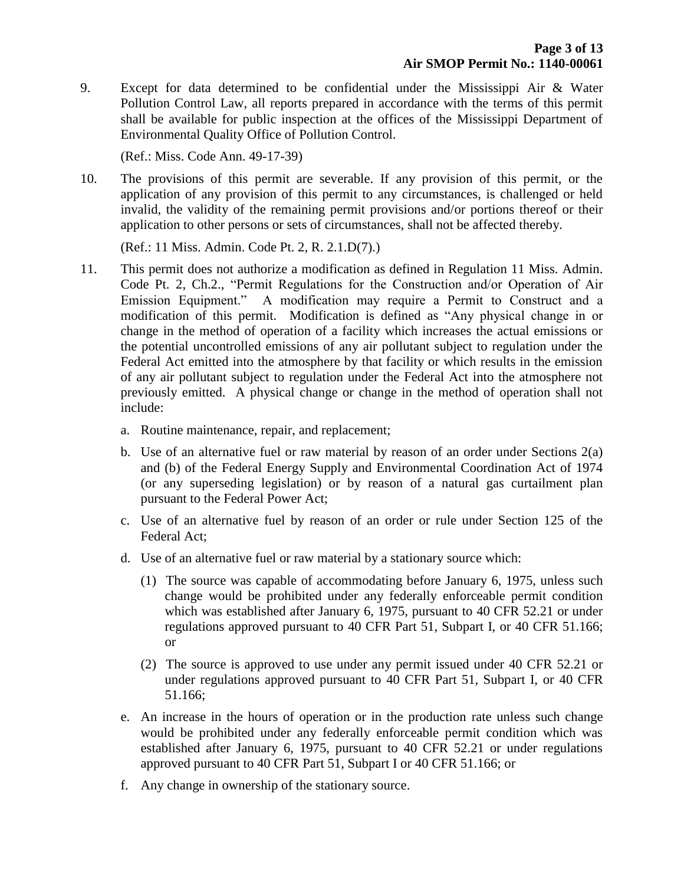9. Except for data determined to be confidential under the Mississippi Air & Water Pollution Control Law, all reports prepared in accordance with the terms of this permit shall be available for public inspection at the offices of the Mississippi Department of Environmental Quality Office of Pollution Control.

   (Ref.: Miss. Code Ann. 49-17-39)

10. The provisions of this permit are severable. If any provision of this permit, or the application of any provision of this permit to any circumstances, is challenged or held invalid, the validity of the remaining permit provisions and/or portions thereof or their application to other persons or sets of circumstances, shall not be affected thereby.

    (Ref.: 11 Miss. Admin. Code Pt. 2, R. 2.1.D(7).)

11. This permit does not authorize a modification as defined in Regulation 11 Miss. Admin. Code Pt. 2, Ch.2., "Permit Regulations for the Construction and/or Operation of Air Emission Equipment." A modification may require a Permit to Construct and a modification of this permit. Modification is defined as "Any physical change in or change in the method of operation of a facility which increases the actual emissions or the potential uncontrolled emissions of any air pollutant subject to regulation under the Federal Act emitted into the atmosphere by that facility or which results in the emission of any air pollutant subject to regulation under the Federal Act into the atmosphere not previously emitted. A physical change or change in the method of operation shall not include:

    a. Routine maintenance, repair, and replacement;

    b. Use of an alternative fuel or raw material by reason of an order under Sections 2(a) and (b) of the Federal Energy Supply and Environmental Coordination Act of 1974 (or any superseding legislation) or by reason of a natural gas curtailment plan pursuant to the Federal Power Act;

    c. Use of an alternative fuel by reason of an order or rule under Section 125 of the Federal Act;

    d. Use of an alternative fuel or raw material by a stationary source which:

       (1) The source was capable of accommodating before January 6, 1975, unless such change would be prohibited under any federally enforceable permit condition which was established after January 6, 1975, pursuant to 40 CFR 52.21 or under regulations approved pursuant to 40 CFR Part 51, Subpart I, or 40 CFR 51.166; or

       (2) The source is approved to use under any permit issued under 40 CFR 52.21 or under regulations approved pursuant to 40 CFR Part 51, Subpart I, or 40 CFR 51.166;

    e. An increase in the hours of operation or in the production rate unless such change would be prohibited under any federally enforceable permit condition which was established after January 6, 1975, pursuant to 40 CFR 52.21 or under regulations approved pursuant to 40 CFR Part 51, Subpart I or 40 CFR 51.166; or

    f. Any change in ownership of the stationary source.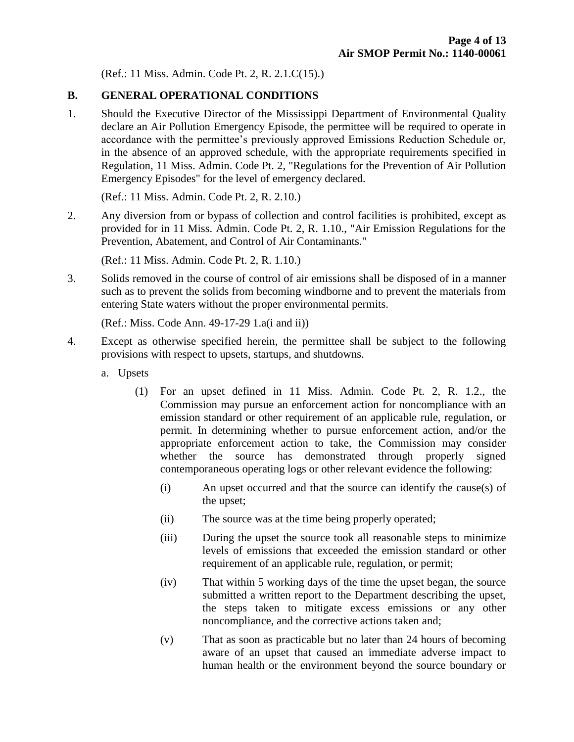(Ref.: 11 Miss. Admin. Code Pt. 2, R. 2.1.C(15).)

## B. GENERAL OPERATIONAL CONDITIONS

1. Should the Executive Director of the Mississippi Department of Environmental Quality declare an Air Pollution Emergency Episode, the permittee will be required to operate in accordance with the permittee's previously approved Emissions Reduction Schedule or, in the absence of an approved schedule, with the appropriate requirements specified in Regulation, 11 Miss. Admin. Code Pt. 2, "Regulations for the Prevention of Air Pollution Emergency Episodes" for the level of emergency declared.

   (Ref.: 11 Miss. Admin. Code Pt. 2, R. 2.10.)

2. Any diversion from or bypass of collection and control facilities is prohibited, except as provided for in 11 Miss. Admin. Code Pt. 2, R. 1.10., "Air Emission Regulations for the Prevention, Abatement, and Control of Air Contaminants."

   (Ref.: 11 Miss. Admin. Code Pt. 2, R. 1.10.)

3. Solids removed in the course of control of air emissions shall be disposed of in a manner such as to prevent the solids from becoming windborne and to prevent the materials from entering State waters without the proper environmental permits.

   (Ref.: Miss. Code Ann. 49-17-29 1.a(i and ii))

4. Except as otherwise specified herein, the permittee shall be subject to the following provisions with respect to upsets, startups, and shutdowns.

   a. Upsets

      (1) For an upset defined in 11 Miss. Admin. Code Pt. 2, R. 1.2., the Commission may pursue an enforcement action for noncompliance with an emission standard or other requirement of an applicable rule, regulation, or permit. In determining whether to pursue enforcement action, and/or the appropriate enforcement action to take, the Commission may consider whether the source has demonstrated through properly signed contemporaneous operating logs or other relevant evidence the following:

         (i) An upset occurred and that the source can identify the cause(s) of the upset;

         (ii) The source was at the time being properly operated;

         (iii) During the upset the source took all reasonable steps to minimize levels of emissions that exceeded the emission standard or other requirement of an applicable rule, regulation, or permit;

         (iv) That within 5 working days of the time the upset began, the source submitted a written report to the Department describing the upset, the steps taken to mitigate excess emissions or any other noncompliance, and the corrective actions taken and;

         (v) That as soon as practicable but no later than 24 hours of becoming aware of an upset that caused an immediate adverse impact to human health or the environment beyond the source boundary or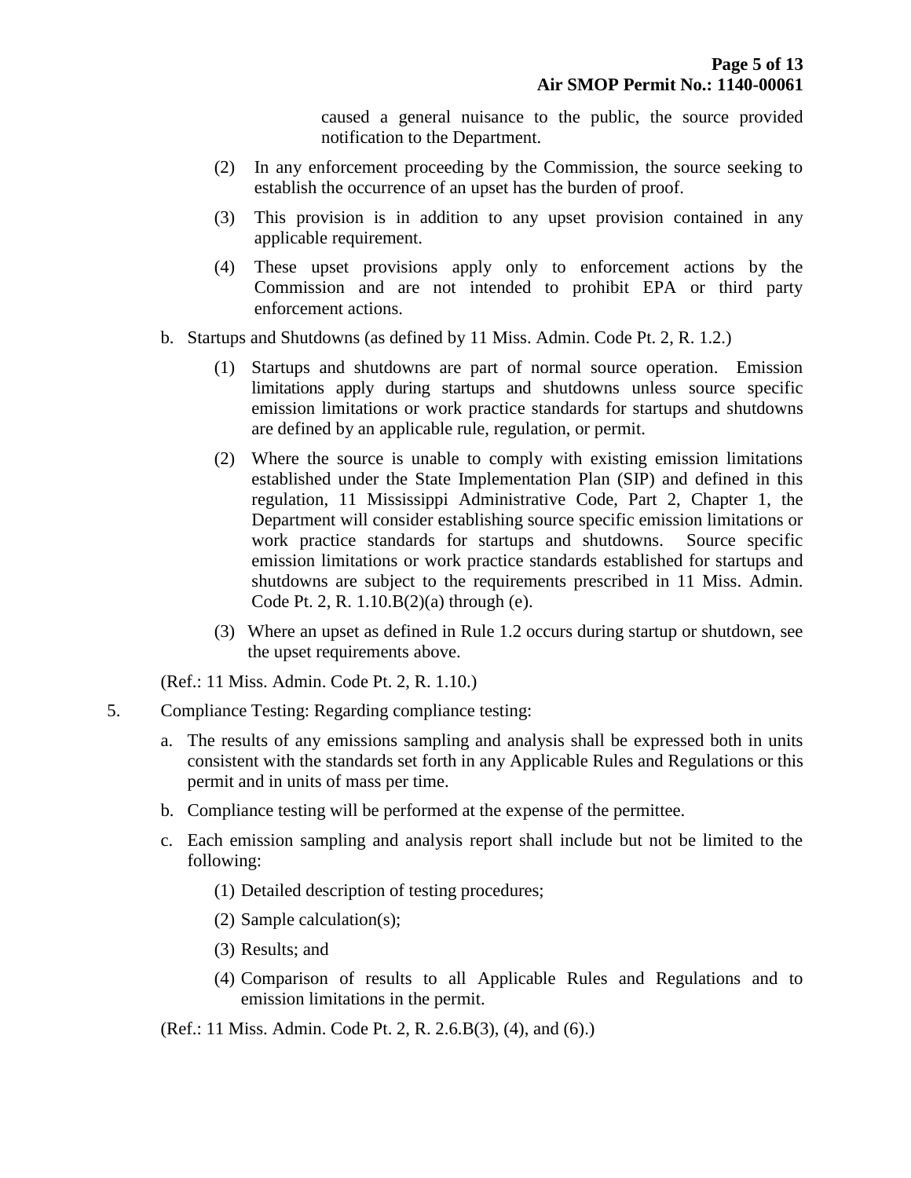caused a general nuisance to the public, the source provided notification to the Department.

(2) In any enforcement proceeding by the Commission, the source seeking to establish the occurrence of an upset has the burden of proof.

(3) This provision is in addition to any upset provision contained in any applicable requirement.

(4) These upset provisions apply only to enforcement actions by the Commission and are not intended to prohibit EPA or third party enforcement actions.

b. Startups and Shutdowns (as defined by 11 Miss. Admin. Code Pt. 2, R. 1.2.)

(1) Startups and shutdowns are part of normal source operation. Emission limitations apply during startups and shutdowns unless source specific emission limitations or work practice standards for startups and shutdowns are defined by an applicable rule, regulation, or permit.

(2) Where the source is unable to comply with existing emission limitations established under the State Implementation Plan (SIP) and defined in this regulation, 11 Mississippi Administrative Code, Part 2, Chapter 1, the Department will consider establishing source specific emission limitations or work practice standards for startups and shutdowns. Source specific emission limitations or work practice standards established for startups and shutdowns are subject to the requirements prescribed in 11 Miss. Admin. Code Pt. 2, R. 1.10.B(2)(a) through (e).

(3) Where an upset as defined in Rule 1.2 occurs during startup or shutdown, see the upset requirements above.

(Ref.: 11 Miss. Admin. Code Pt. 2, R. 1.10.)

5. Compliance Testing: Regarding compliance testing:

a. The results of any emissions sampling and analysis shall be expressed both in units consistent with the standards set forth in any Applicable Rules and Regulations or this permit and in units of mass per time.

b. Compliance testing will be performed at the expense of the permittee.

c. Each emission sampling and analysis report shall include but not be limited to the following:

(1) Detailed description of testing procedures;

(2) Sample calculation(s);

(3) Results; and

(4) Comparison of results to all Applicable Rules and Regulations and to emission limitations in the permit.

(Ref.: 11 Miss. Admin. Code Pt. 2, R. 2.6.B(3), (4), and (6).)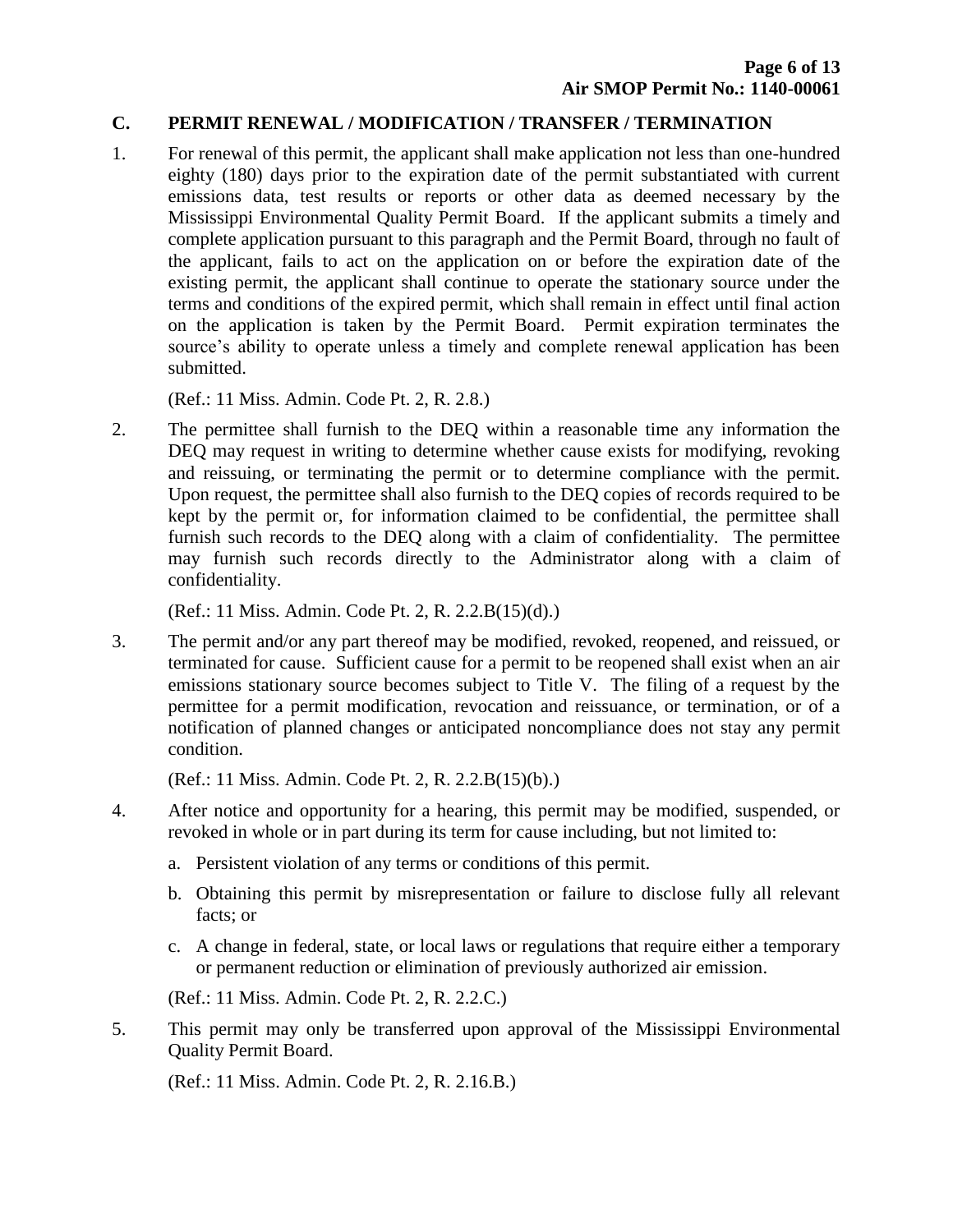## C. PERMIT RENEWAL / MODIFICATION / TRANSFER / TERMINATION

1. For renewal of this permit, the applicant shall make application not less than one-hundred eighty (180) days prior to the expiration date of the permit substantiated with current emissions data, test results or reports or other data as deemed necessary by the Mississippi Environmental Quality Permit Board. If the applicant submits a timely and complete application pursuant to this paragraph and the Permit Board, through no fault of the applicant, fails to act on the application on or before the expiration date of the existing permit, the applicant shall continue to operate the stationary source under the terms and conditions of the expired permit, which shall remain in effect until final action on the application is taken by the Permit Board. Permit expiration terminates the source's ability to operate unless a timely and complete renewal application has been submitted.

   (Ref.: 11 Miss. Admin. Code Pt. 2, R. 2.8.)

2. The permittee shall furnish to the DEQ within a reasonable time any information the DEQ may request in writing to determine whether cause exists for modifying, revoking and reissuing, or terminating the permit or to determine compliance with the permit. Upon request, the permittee shall also furnish to the DEQ copies of records required to be kept by the permit or, for information claimed to be confidential, the permittee shall furnish such records to the DEQ along with a claim of confidentiality. The permittee may furnish such records directly to the Administrator along with a claim of confidentiality.

   (Ref.: 11 Miss. Admin. Code Pt. 2, R. 2.2.B(15)(d).)

3. The permit and/or any part thereof may be modified, revoked, reopened, and reissued, or terminated for cause. Sufficient cause for a permit to be reopened shall exist when an air emissions stationary source becomes subject to Title V. The filing of a request by the permittee for a permit modification, revocation and reissuance, or termination, or of a notification of planned changes or anticipated noncompliance does not stay any permit condition.

   (Ref.: 11 Miss. Admin. Code Pt. 2, R. 2.2.B(15)(b).)

4. After notice and opportunity for a hearing, this permit may be modified, suspended, or revoked in whole or in part during its term for cause including, but not limited to:

   a. Persistent violation of any terms or conditions of this permit.

   b. Obtaining this permit by misrepresentation or failure to disclose fully all relevant facts; or

   c. A change in federal, state, or local laws or regulations that require either a temporary or permanent reduction or elimination of previously authorized air emission.

   (Ref.: 11 Miss. Admin. Code Pt. 2, R. 2.2.C.)

5. This permit may only be transferred upon approval of the Mississippi Environmental Quality Permit Board.

   (Ref.: 11 Miss. Admin. Code Pt. 2, R. 2.16.B.)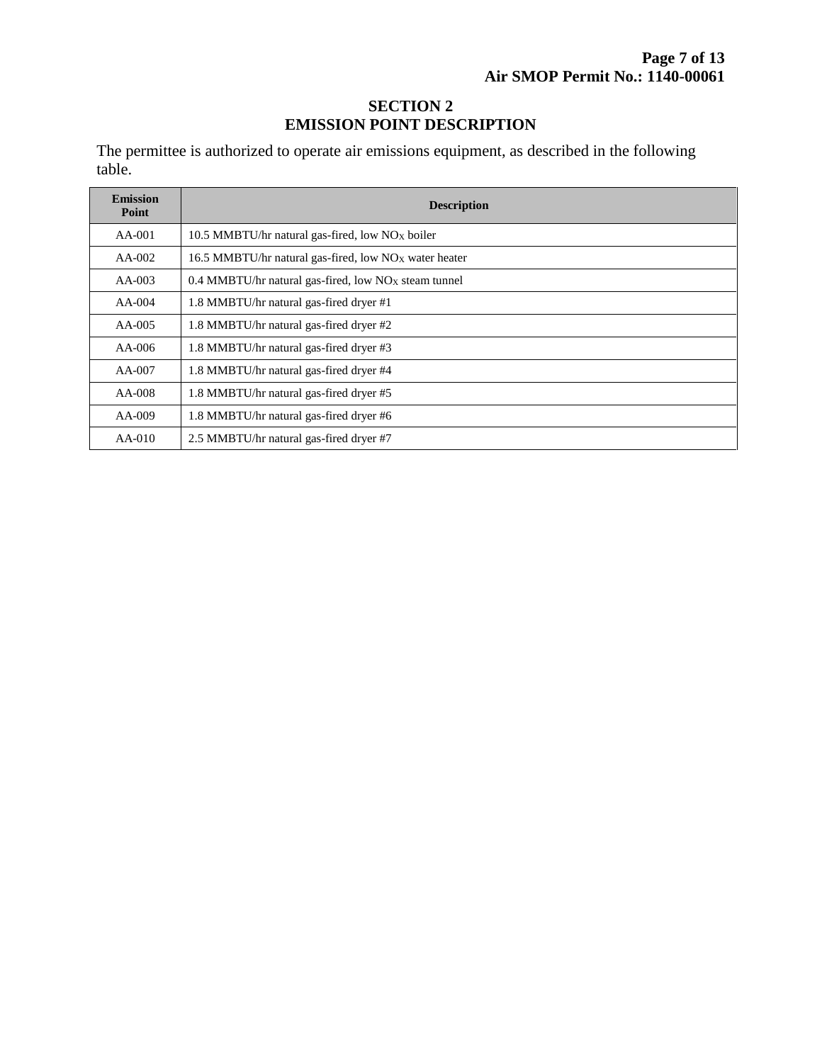## SECTION 2
## EMISSION POINT DESCRIPTION

The permittee is authorized to operate air emissions equipment, as described in the following table.

| Emission Point | Description |
|---|---|
| AA-001 | 10.5 MMBTU/hr natural gas-fired, low $NO_X$ boiler |
| AA-002 | 16.5 MMBTU/hr natural gas-fired, low $NO_X$ water heater |
| AA-003 | 0.4 MMBTU/hr natural gas-fired, low $NO_X$ steam tunnel |
| AA-004 | 1.8 MMBTU/hr natural gas-fired dryer #1 |
| AA-005 | 1.8 MMBTU/hr natural gas-fired dryer #2 |
| AA-006 | 1.8 MMBTU/hr natural gas-fired dryer #3 |
| AA-007 | 1.8 MMBTU/hr natural gas-fired dryer #4 |
| AA-008 | 1.8 MMBTU/hr natural gas-fired dryer #5 |
| AA-009 | 1.8 MMBTU/hr natural gas-fired dryer #6 |
| AA-010 | 2.5 MMBTU/hr natural gas-fired dryer #7 |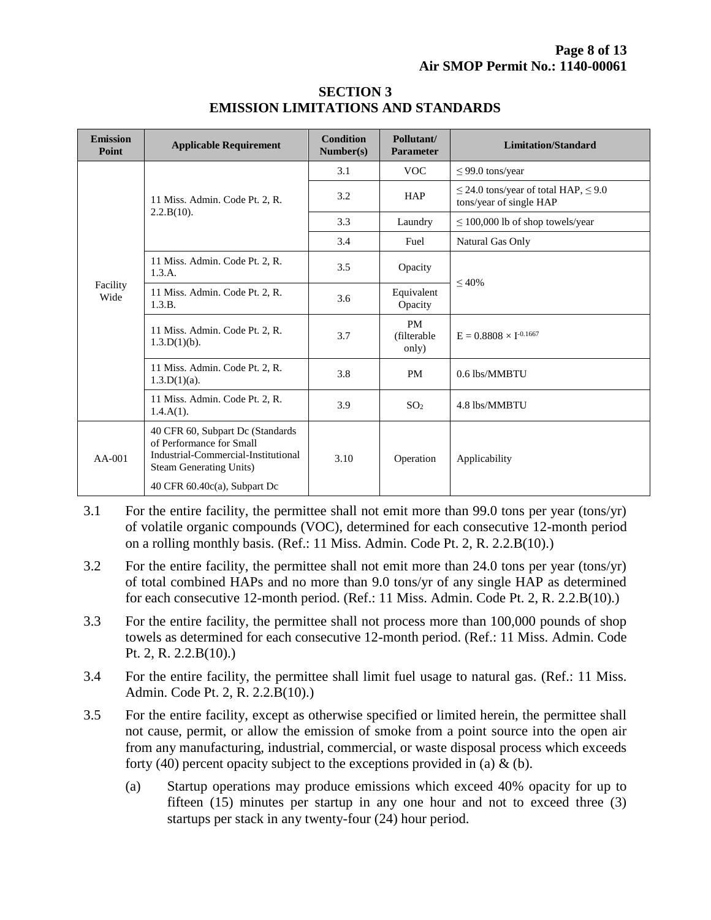## SECTION 3
## EMISSION LIMITATIONS AND STANDARDS

| Emission Point | Applicable Requirement | Condition Number(s) | Pollutant/ Parameter | Limitation/Standard |
|---|---|---|---|---|
| Facility Wide | 11 Miss. Admin. Code Pt. 2, R. 2.2.B(10). | 3.1 | VOC | ≤ 99.0 tons/year |
| | | 3.2 | HAP | ≤ 24.0 tons/year of total HAP, ≤ 9.0 tons/year of single HAP |
| | | 3.3 | Laundry | ≤ 100,000 lb of shop towels/year |
| | | 3.4 | Fuel | Natural Gas Only |
| | 11 Miss. Admin. Code Pt. 2, R. 1.3.A. | 3.5 | Opacity | ≤ 40% |
| | 11 Miss. Admin. Code Pt. 2, R. 1.3.B. | 3.6 | Equivalent Opacity | |
| | 11 Miss. Admin. Code Pt. 2, R. 1.3.D(1)(b). | 3.7 | PM (filterable only) | $E = 0.8808 \times I^{-0.1667}$ |
| | 11 Miss. Admin. Code Pt. 2, R. 1.3.D(1)(a). | 3.8 | PM | 0.6 lbs/MMBTU |
| | 11 Miss. Admin. Code Pt. 2, R. 1.4.A(1). | 3.9 | $SO_2$ | 4.8 lbs/MMBTU |
| AA-001 | 40 CFR 60, Subpart Dc (Standards of Performance for Small Industrial-Commercial-Institutional Steam Generating Units)<br>40 CFR 60.40c(a), Subpart Dc | 3.10 | Operation | Applicability |

3.1 For the entire facility, the permittee shall not emit more than 99.0 tons per year (tons/yr) of volatile organic compounds (VOC), determined for each consecutive 12-month period on a rolling monthly basis. (Ref.: 11 Miss. Admin. Code Pt. 2, R. 2.2.B(10).)

3.2 For the entire facility, the permittee shall not emit more than 24.0 tons per year (tons/yr) of total combined HAPs and no more than 9.0 tons/yr of any single HAP as determined for each consecutive 12-month period. (Ref.: 11 Miss. Admin. Code Pt. 2, R. 2.2.B(10).)

3.3 For the entire facility, the permittee shall not process more than 100,000 pounds of shop towels as determined for each consecutive 12-month period. (Ref.: 11 Miss. Admin. Code Pt. 2, R. 2.2.B(10).)

3.4 For the entire facility, the permittee shall limit fuel usage to natural gas. (Ref.: 11 Miss. Admin. Code Pt. 2, R. 2.2.B(10).)

3.5 For the entire facility, except as otherwise specified or limited herein, the permittee shall not cause, permit, or allow the emission of smoke from a point source into the open air from any manufacturing, industrial, commercial, or waste disposal process which exceeds forty (40) percent opacity subject to the exceptions provided in (a) & (b).

(a) Startup operations may produce emissions which exceed 40% opacity for up to fifteen (15) minutes per startup in any one hour and not to exceed three (3) startups per stack in any twenty-four (24) hour period.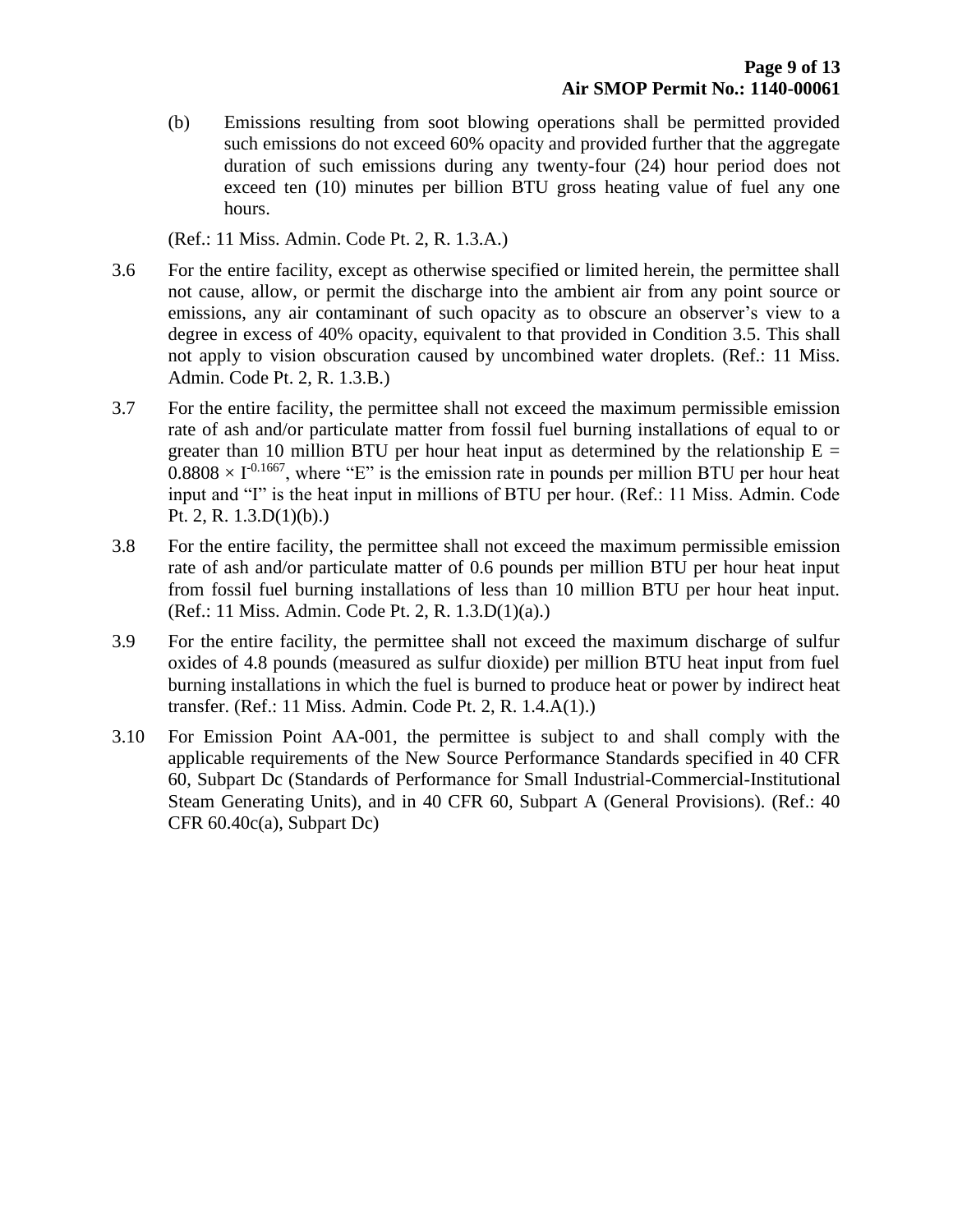(b) Emissions resulting from soot blowing operations shall be permitted provided such emissions do not exceed 60% opacity and provided further that the aggregate duration of such emissions during any twenty-four (24) hour period does not exceed ten (10) minutes per billion BTU gross heating value of fuel any one hours.

(Ref.: 11 Miss. Admin. Code Pt. 2, R. 1.3.A.)

3.6 For the entire facility, except as otherwise specified or limited herein, the permittee shall not cause, allow, or permit the discharge into the ambient air from any point source or emissions, any air contaminant of such opacity as to obscure an observer's view to a degree in excess of 40% opacity, equivalent to that provided in Condition 3.5. This shall not apply to vision obscuration caused by uncombined water droplets. (Ref.: 11 Miss. Admin. Code Pt. 2, R. 1.3.B.)

3.7 For the entire facility, the permittee shall not exceed the maximum permissible emission rate of ash and/or particulate matter from fossil fuel burning installations of equal to or greater than 10 million BTU per hour heat input as determined by the relationship $E = 0.8808 \times I^{-0.1667}$, where "E" is the emission rate in pounds per million BTU per hour heat input and "I" is the heat input in millions of BTU per hour. (Ref.: 11 Miss. Admin. Code Pt. 2, R. 1.3.D(1)(b).)

3.8 For the entire facility, the permittee shall not exceed the maximum permissible emission rate of ash and/or particulate matter of 0.6 pounds per million BTU per hour heat input from fossil fuel burning installations of less than 10 million BTU per hour heat input. (Ref.: 11 Miss. Admin. Code Pt. 2, R. 1.3.D(1)(a).)

3.9 For the entire facility, the permittee shall not exceed the maximum discharge of sulfur oxides of 4.8 pounds (measured as sulfur dioxide) per million BTU heat input from fuel burning installations in which the fuel is burned to produce heat or power by indirect heat transfer. (Ref.: 11 Miss. Admin. Code Pt. 2, R. 1.4.A(1).)

3.10 For Emission Point AA-001, the permittee is subject to and shall comply with the applicable requirements of the New Source Performance Standards specified in 40 CFR 60, Subpart Dc (Standards of Performance for Small Industrial-Commercial-Institutional Steam Generating Units), and in 40 CFR 60, Subpart A (General Provisions). (Ref.: 40 CFR 60.40c(a), Subpart Dc)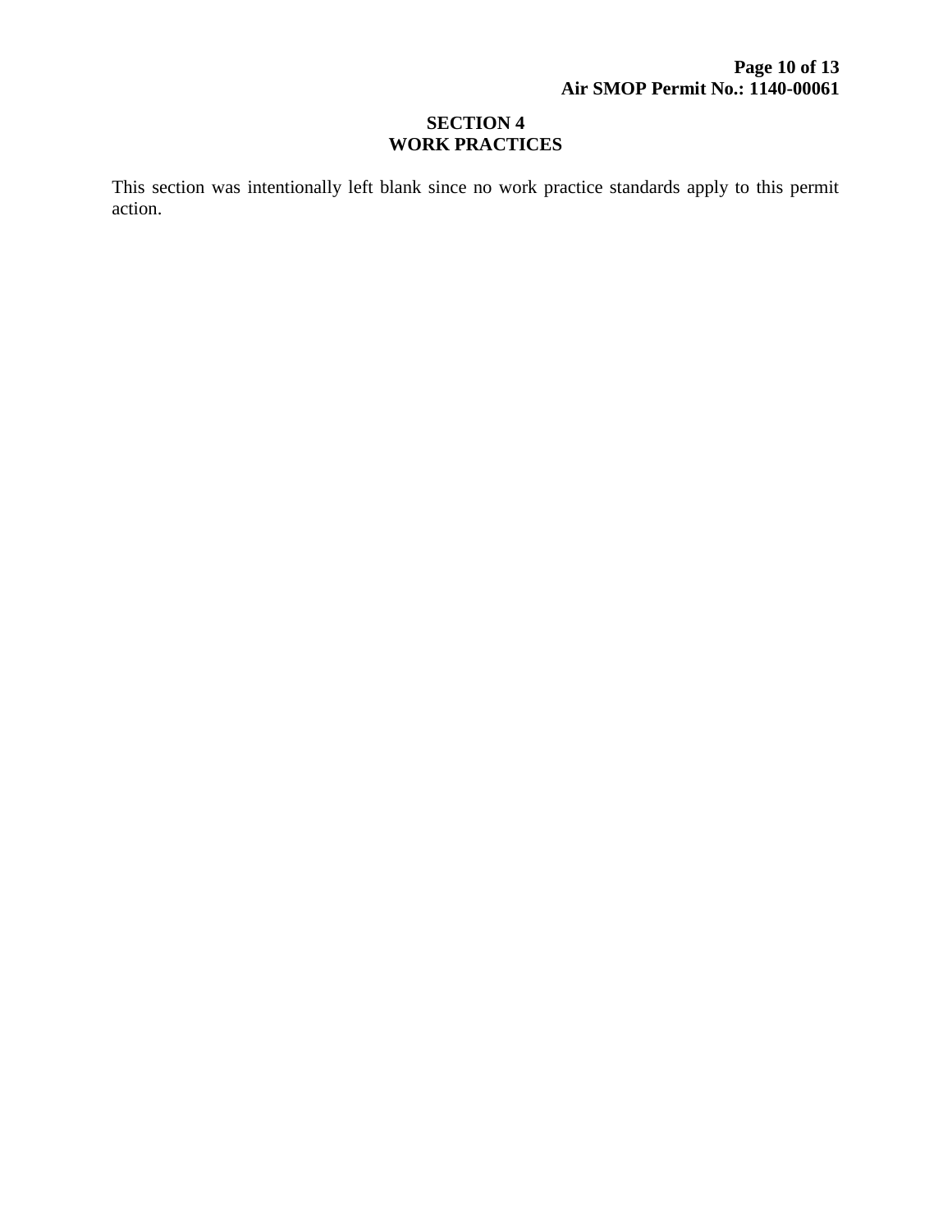# SECTION 4
# WORK PRACTICES

This section was intentionally left blank since no work practice standards apply to this permit action.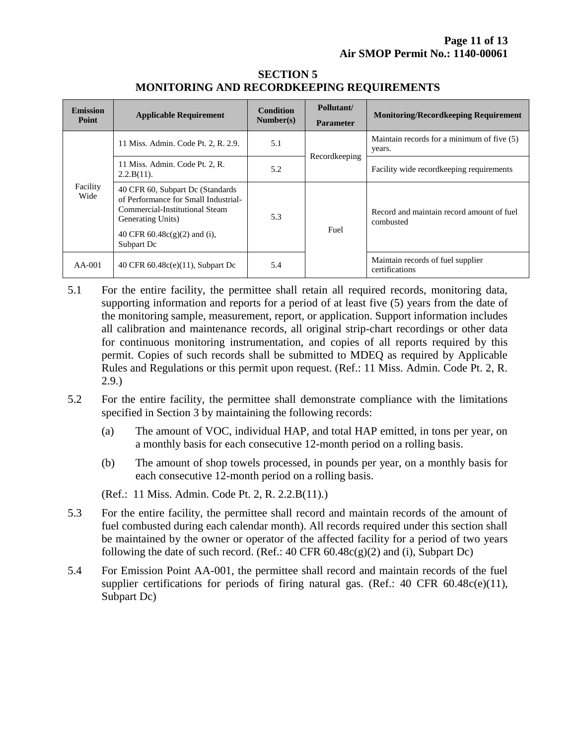## SECTION 5
## MONITORING AND RECORDKEEPING REQUIREMENTS

| Emission Point | Applicable Requirement | Condition Number(s) | Pollutant/ Parameter | Monitoring/Recordkeeping Requirement |
|---|---|---|---|---|
| Facility Wide | 11 Miss. Admin. Code Pt. 2, R. 2.9. | 5.1 | Recordkeeping | Maintain records for a minimum of five (5) years. |
| | 11 Miss. Admin. Code Pt. 2, R. 2.2.B(11). | 5.2 | | Facility wide recordkeeping requirements |
| | 40 CFR 60, Subpart Dc (Standards of Performance for Small Industrial-Commercial-Institutional Steam Generating Units)<br>40 CFR 60.48c(g)(2) and (i), Subpart Dc | 5.3 | Fuel | Record and maintain record amount of fuel combusted |
| AA-001 | 40 CFR 60.48c(e)(11), Subpart Dc | 5.4 | | Maintain records of fuel supplier certifications |

5.1 For the entire facility, the permittee shall retain all required records, monitoring data, supporting information and reports for a period of at least five (5) years from the date of the monitoring sample, measurement, report, or application. Support information includes all calibration and maintenance records, all original strip-chart recordings or other data for continuous monitoring instrumentation, and copies of all reports required by this permit. Copies of such records shall be submitted to MDEQ as required by Applicable Rules and Regulations or this permit upon request. (Ref.: 11 Miss. Admin. Code Pt. 2, R. 2.9.)

5.2 For the entire facility, the permittee shall demonstrate compliance with the limitations specified in Section 3 by maintaining the following records:

(a) The amount of VOC, individual HAP, and total HAP emitted, in tons per year, on a monthly basis for each consecutive 12-month period on a rolling basis.

(b) The amount of shop towels processed, in pounds per year, on a monthly basis for each consecutive 12-month period on a rolling basis.

(Ref.: 11 Miss. Admin. Code Pt. 2, R. 2.2.B(11).)

5.3 For the entire facility, the permittee shall record and maintain records of the amount of fuel combusted during each calendar month). All records required under this section shall be maintained by the owner or operator of the affected facility for a period of two years following the date of such record. (Ref.: 40 CFR 60.48c(g)(2) and (i), Subpart Dc)

5.4 For Emission Point AA-001, the permittee shall record and maintain records of the fuel supplier certifications for periods of firing natural gas. (Ref.: 40 CFR 60.48c(e)(11), Subpart Dc)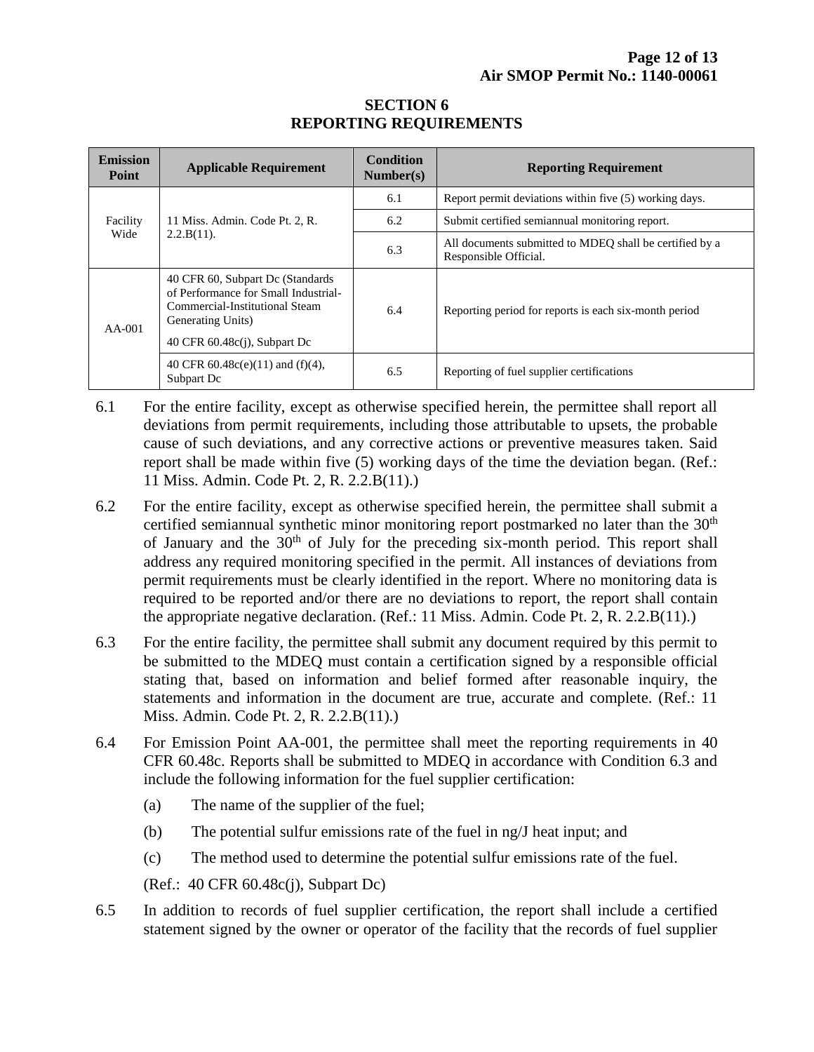## SECTION 6
## REPORTING REQUIREMENTS

| Emission Point | Applicable Requirement | Condition Number(s) | Reporting Requirement |
|---|---|---|---|
| Facility Wide | 11 Miss. Admin. Code Pt. 2, R. 2.2.B(11). | 6.1 | Report permit deviations within five (5) working days. |
| | | 6.2 | Submit certified semiannual monitoring report. |
| | | 6.3 | All documents submitted to MDEQ shall be certified by a Responsible Official. |
| AA-001 | 40 CFR 60, Subpart Dc (Standards of Performance for Small Industrial-Commercial-Institutional Steam Generating Units)<br>40 CFR 60.48c(j), Subpart Dc | 6.4 | Reporting period for reports is each six-month period |
| | 40 CFR 60.48c(e)(11) and (f)(4), Subpart Dc | 6.5 | Reporting of fuel supplier certifications |

6.1 For the entire facility, except as otherwise specified herein, the permittee shall report all deviations from permit requirements, including those attributable to upsets, the probable cause of such deviations, and any corrective actions or preventive measures taken. Said report shall be made within five (5) working days of the time the deviation began. (Ref.: 11 Miss. Admin. Code Pt. 2, R. 2.2.B(11).)

6.2 For the entire facility, except as otherwise specified herein, the permittee shall submit a certified semiannual synthetic minor monitoring report postmarked no later than the 30th of January and the 30th of July for the preceding six-month period. This report shall address any required monitoring specified in the permit. All instances of deviations from permit requirements must be clearly identified in the report. Where no monitoring data is required to be reported and/or there are no deviations to report, the report shall contain the appropriate negative declaration. (Ref.: 11 Miss. Admin. Code Pt. 2, R. 2.2.B(11).)

6.3 For the entire facility, the permittee shall submit any document required by this permit to be submitted to the MDEQ must contain a certification signed by a responsible official stating that, based on information and belief formed after reasonable inquiry, the statements and information in the document are true, accurate and complete. (Ref.: 11 Miss. Admin. Code Pt. 2, R. 2.2.B(11).)

6.4 For Emission Point AA-001, the permittee shall meet the reporting requirements in 40 CFR 60.48c. Reports shall be submitted to MDEQ in accordance with Condition 6.3 and include the following information for the fuel supplier certification:

(a) The name of the supplier of the fuel;

(b) The potential sulfur emissions rate of the fuel in ng/J heat input; and

(c) The method used to determine the potential sulfur emissions rate of the fuel.

(Ref.: 40 CFR 60.48c(j), Subpart Dc)

6.5 In addition to records of fuel supplier certification, the report shall include a certified statement signed by the owner or operator of the facility that the records of fuel supplier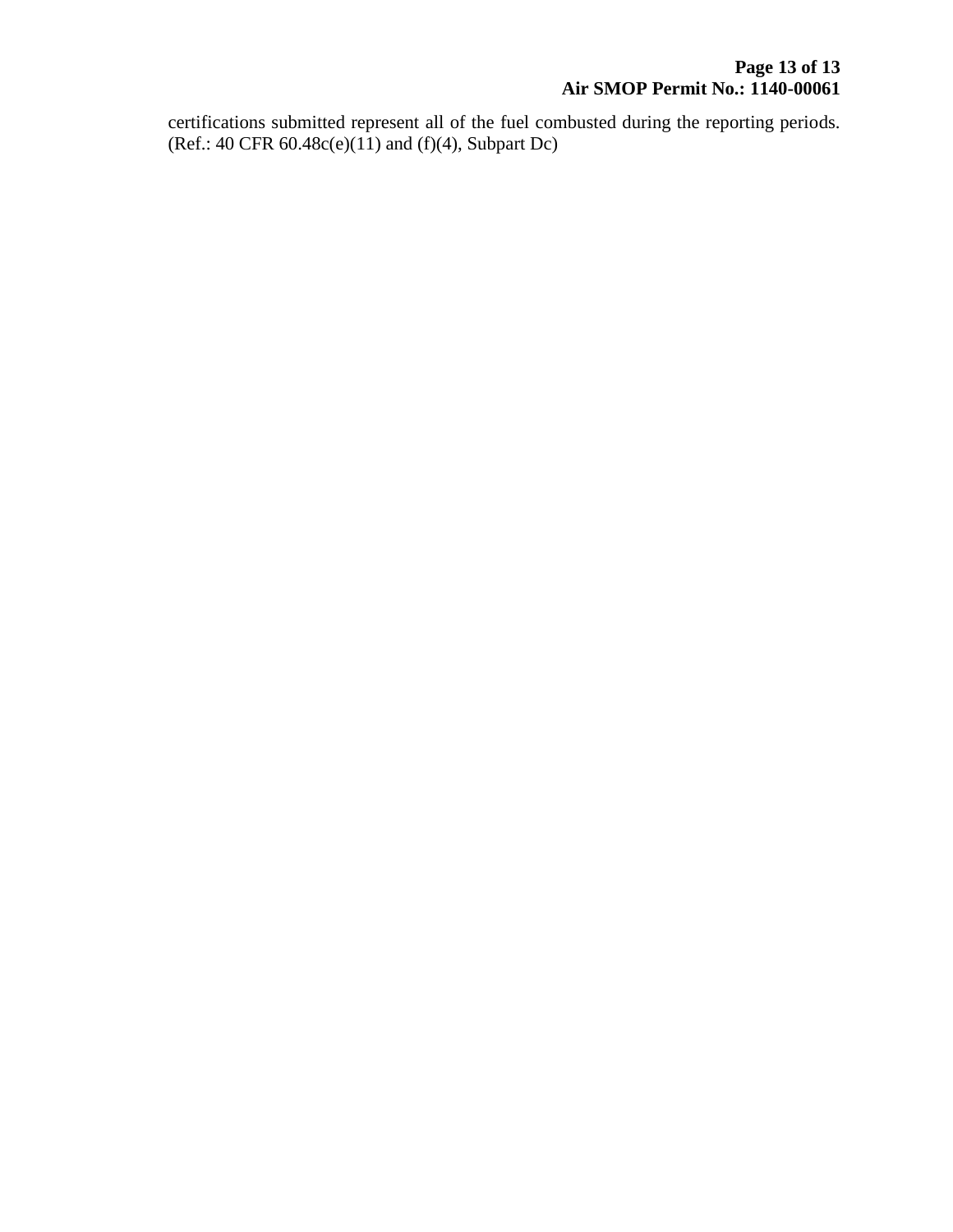certifications submitted represent all of the fuel combusted during the reporting periods. (Ref.: 40 CFR 60.48c(e)(11) and (f)(4), Subpart Dc)